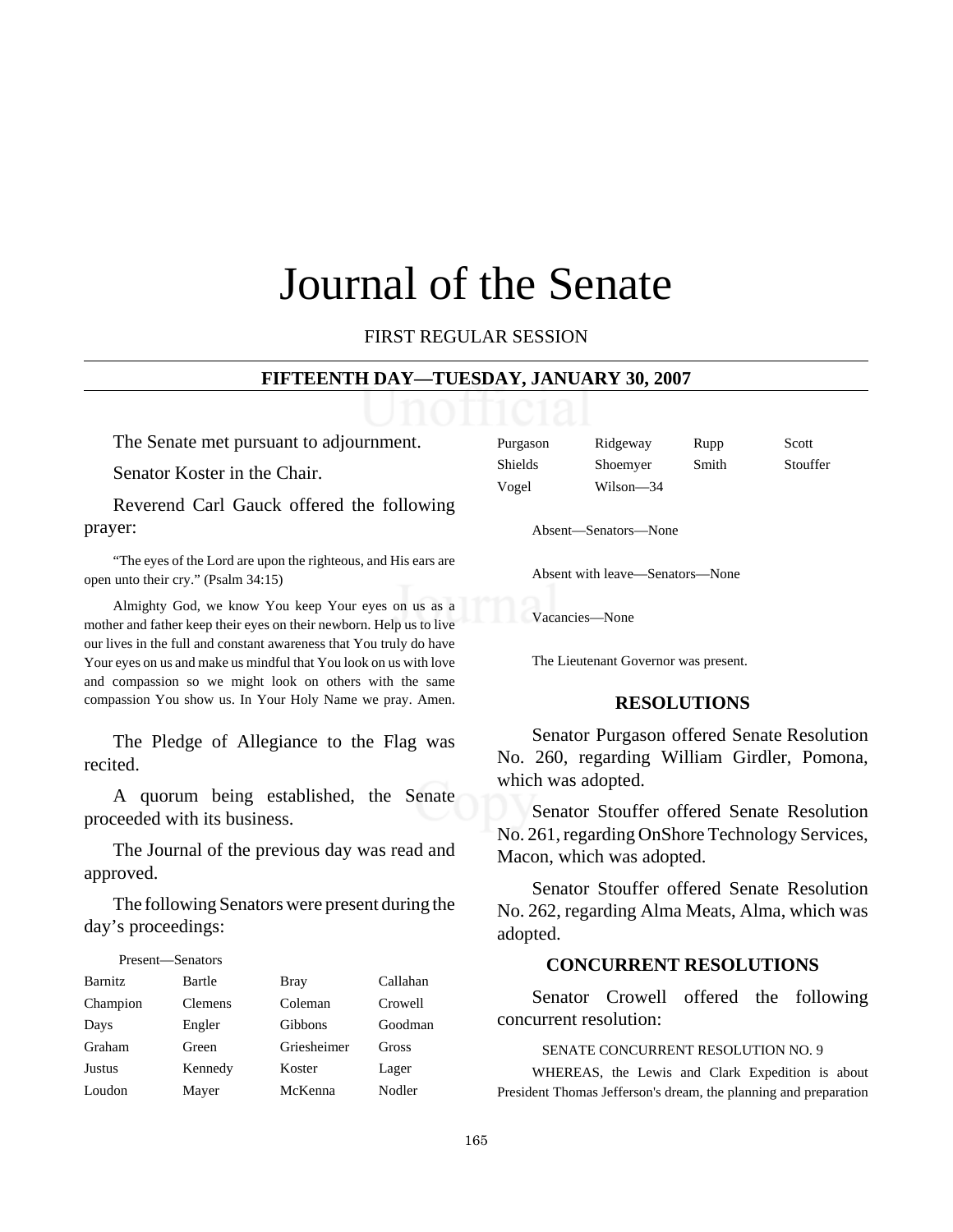# Journal of the Senate

FIRST REGULAR SESSION

## FIFTEENTH DAY—TUESDAY, JANUARY 30, 2007

The Senate met pursuant to adjournment.

Senator Koster in the Chair.

Reverend Carl Gauck offered the following prayer:

"The eyes of the Lord are upon the righteous, and His ears are open unto their cry." (Psalm 34:15)

Almighty God, we know You keep Your eyes on us as a mother and father keep their eyes on their newborn. Help us to live our lives in the full and constant awareness that You truly do have Your eyes on us and make us mindful that You look on us with love and compassion so we might look on others with the same compassion You show us. In Your Holy Name we pray. Amen.

The Pledge of Allegiance to the Flag was recited.

A quorum being established, the Senate proceeded with its business.

The Journal of the previous day was read and approved.

The following Senators were present during the day's proceedings:

Present—Senators

| | | | |
|---|---|---|---|
| Barnitz | Bartle | Bray | Callahan |
| Champion | Clemens | Coleman | Crowell |
| Days | Engler | Gibbons | Goodman |
| Graham | Green | Griesheimer | Gross |
| Justus | Kennedy | Koster | Lager |
| Loudon | Mayer | McKenna | Nodler |
| Purgason | Ridgeway | Rupp | Scott |
| Shields | Shoemyer | Smith | Stouffer |
| Vogel | Wilson—34 | | |

Absent—Senators—None

Absent with leave—Senators—None

Vacancies—None

The Lieutenant Governor was present.

### RESOLUTIONS

Senator Purgason offered Senate Resolution No. 260, regarding William Girdler, Pomona, which was adopted.

Senator Stouffer offered Senate Resolution No. 261, regarding OnShore Technology Services, Macon, which was adopted.

Senator Stouffer offered Senate Resolution No. 262, regarding Alma Meats, Alma, which was adopted.

### CONCURRENT RESOLUTIONS

Senator Crowell offered the following concurrent resolution:

SENATE CONCURRENT RESOLUTION NO. 9

WHEREAS, the Lewis and Clark Expedition is about President Thomas Jefferson's dream, the planning and preparation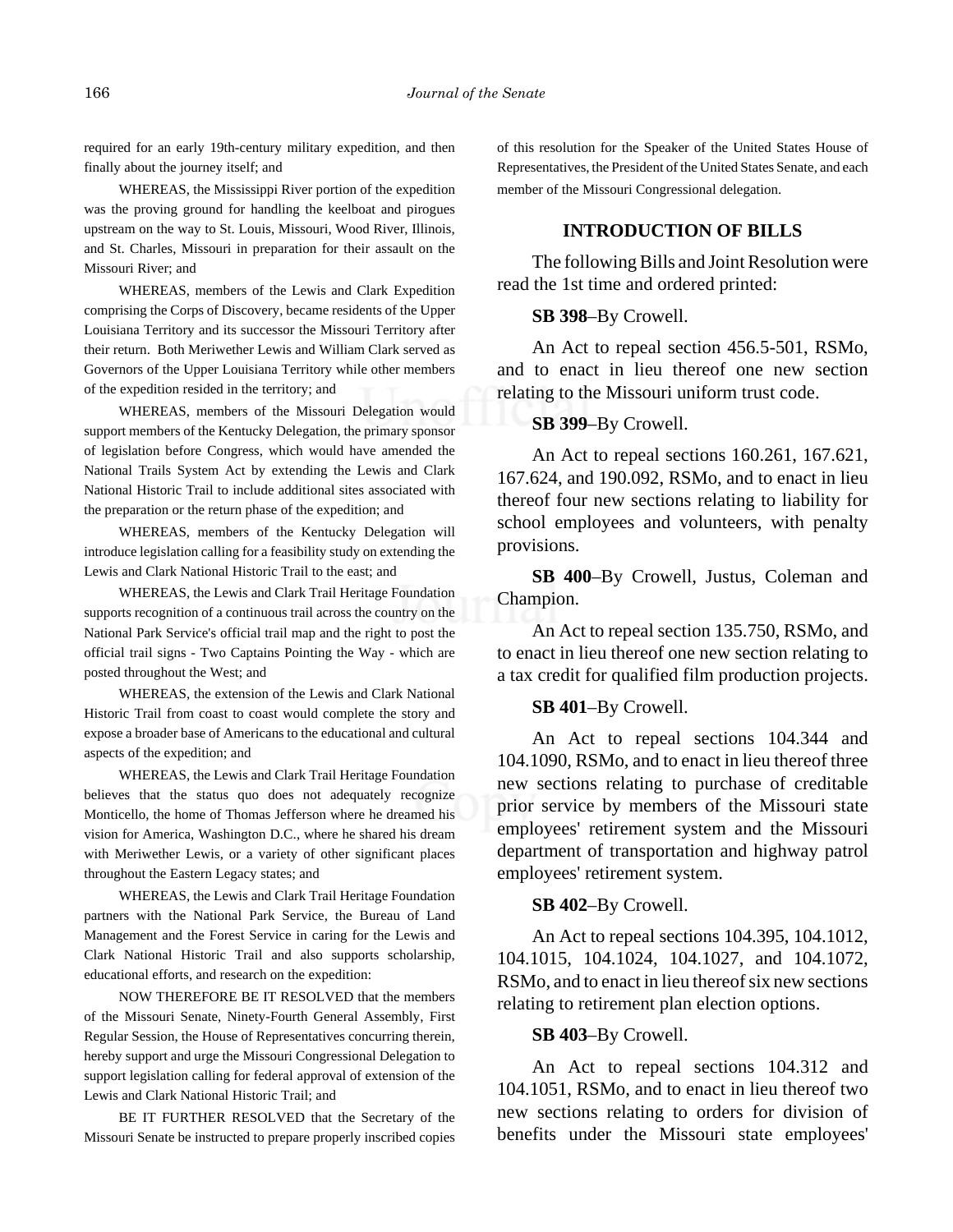required for an early 19th-century military expedition, and then finally about the journey itself; and

WHEREAS, the Mississippi River portion of the expedition was the proving ground for handling the keelboat and pirogues upstream on the way to St. Louis, Missouri, Wood River, Illinois, and St. Charles, Missouri in preparation for their assault on the Missouri River; and

WHEREAS, members of the Lewis and Clark Expedition comprising the Corps of Discovery, became residents of the Upper Louisiana Territory and its successor the Missouri Territory after their return. Both Meriwether Lewis and William Clark served as Governors of the Upper Louisiana Territory while other members of the expedition resided in the territory; and

WHEREAS, members of the Missouri Delegation would support members of the Kentucky Delegation, the primary sponsor of legislation before Congress, which would have amended the National Trails System Act by extending the Lewis and Clark National Historic Trail to include additional sites associated with the preparation or the return phase of the expedition; and

WHEREAS, members of the Kentucky Delegation will introduce legislation calling for a feasibility study on extending the Lewis and Clark National Historic Trail to the east; and

WHEREAS, the Lewis and Clark Trail Heritage Foundation supports recognition of a continuous trail across the country on the National Park Service's official trail map and the right to post the official trail signs - Two Captains Pointing the Way - which are posted throughout the West; and

WHEREAS, the extension of the Lewis and Clark National Historic Trail from coast to coast would complete the story and expose a broader base of Americans to the educational and cultural aspects of the expedition; and

WHEREAS, the Lewis and Clark Trail Heritage Foundation believes that the status quo does not adequately recognize Monticello, the home of Thomas Jefferson where he dreamed his vision for America, Washington D.C., where he shared his dream with Meriwether Lewis, or a variety of other significant places throughout the Eastern Legacy states; and

WHEREAS, the Lewis and Clark Trail Heritage Foundation partners with the National Park Service, the Bureau of Land Management and the Forest Service in caring for the Lewis and Clark National Historic Trail and also supports scholarship, educational efforts, and research on the expedition:

NOW THEREFORE BE IT RESOLVED that the members of the Missouri Senate, Ninety-Fourth General Assembly, First Regular Session, the House of Representatives concurring therein, hereby support and urge the Missouri Congressional Delegation to support legislation calling for federal approval of extension of the Lewis and Clark National Historic Trail; and

BE IT FURTHER RESOLVED that the Secretary of the Missouri Senate be instructed to prepare properly inscribed copies of this resolution for the Speaker of the United States House of Representatives, the President of the United States Senate, and each member of the Missouri Congressional delegation.

## INTRODUCTION OF BILLS

The following Bills and Joint Resolution were read the 1st time and ordered printed:

**SB 398**–By Crowell.

An Act to repeal section 456.5-501, RSMo, and to enact in lieu thereof one new section relating to the Missouri uniform trust code.

**SB 399**–By Crowell.

An Act to repeal sections 160.261, 167.621, 167.624, and 190.092, RSMo, and to enact in lieu thereof four new sections relating to liability for school employees and volunteers, with penalty provisions.

**SB 400**–By Crowell, Justus, Coleman and Champion.

An Act to repeal section 135.750, RSMo, and to enact in lieu thereof one new section relating to a tax credit for qualified film production projects.

**SB 401**–By Crowell.

An Act to repeal sections 104.344 and 104.1090, RSMo, and to enact in lieu thereof three new sections relating to purchase of creditable prior service by members of the Missouri state employees' retirement system and the Missouri department of transportation and highway patrol employees' retirement system.

**SB 402**–By Crowell.

An Act to repeal sections 104.395, 104.1012, 104.1015, 104.1024, 104.1027, and 104.1072, RSMo, and to enact in lieu thereof six new sections relating to retirement plan election options.

**SB 403**–By Crowell.

An Act to repeal sections 104.312 and 104.1051, RSMo, and to enact in lieu thereof two new sections relating to orders for division of benefits under the Missouri state employees'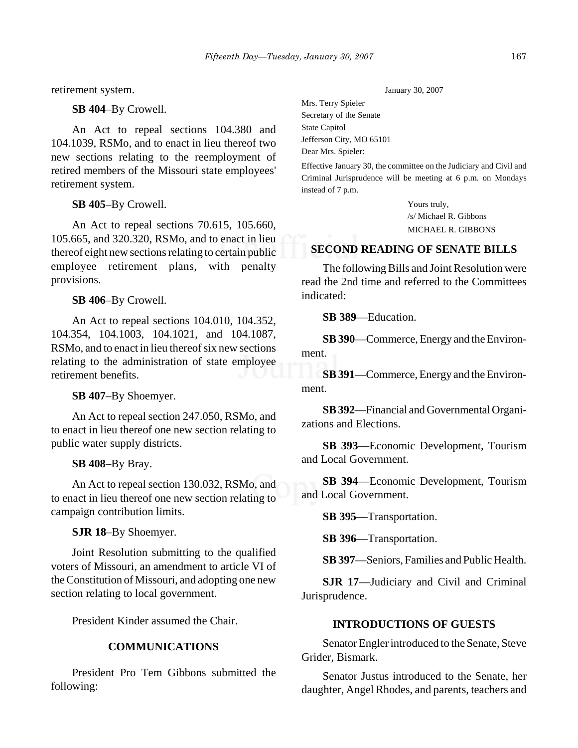retirement system.

**SB 404**–By Crowell.

An Act to repeal sections 104.380 and 104.1039, RSMo, and to enact in lieu thereof two new sections relating to the reemployment of retired members of the Missouri state employees' retirement system.

**SB 405**–By Crowell.

An Act to repeal sections 70.615, 105.660, 105.665, and 320.320, RSMo, and to enact in lieu thereof eight new sections relating to certain public employee retirement plans, with penalty provisions.

**SB 406**–By Crowell.

An Act to repeal sections 104.010, 104.352, 104.354, 104.1003, 104.1021, and 104.1087, RSMo, and to enact in lieu thereof six new sections relating to the administration of state employee retirement benefits.

**SB 407**–By Shoemyer.

An Act to repeal section 247.050, RSMo, and to enact in lieu thereof one new section relating to public water supply districts.

**SB 408**–By Bray.

An Act to repeal section 130.032, RSMo, and to enact in lieu thereof one new section relating to campaign contribution limits.

**SJR 18**–By Shoemyer.

Joint Resolution submitting to the qualified voters of Missouri, an amendment to article VI of the Constitution of Missouri, and adopting one new section relating to local government.

President Kinder assumed the Chair.

## COMMUNICATIONS

President Pro Tem Gibbons submitted the following:

January 30, 2007

Mrs. Terry Spieler
Secretary of the Senate
State Capitol
Jefferson City, MO 65101

Dear Mrs. Spieler:

Effective January 30, the committee on the Judiciary and Civil and Criminal Jurisprudence will be meeting at 6 p.m. on Mondays instead of 7 p.m.

Yours truly,
/s/ Michael R. Gibbons
MICHAEL R. GIBBONS

## SECOND READING OF SENATE BILLS

The following Bills and Joint Resolution were read the 2nd time and referred to the Committees indicated:

**SB 389**—Education.

**SB 390**—Commerce, Energy and the Environment.

**SB 391**—Commerce, Energy and the Environment.

**SB 392**—Financial and Governmental Organizations and Elections.

**SB 393**—Economic Development, Tourism and Local Government.

**SB 394**—Economic Development, Tourism and Local Government.

**SB 395**—Transportation.

**SB 396**—Transportation.

**SB 397**—Seniors, Families and Public Health.

**SJR 17**—Judiciary and Civil and Criminal Jurisprudence.

## INTRODUCTIONS OF GUESTS

Senator Engler introduced to the Senate, Steve Grider, Bismark.

Senator Justus introduced to the Senate, her daughter, Angel Rhodes, and parents, teachers and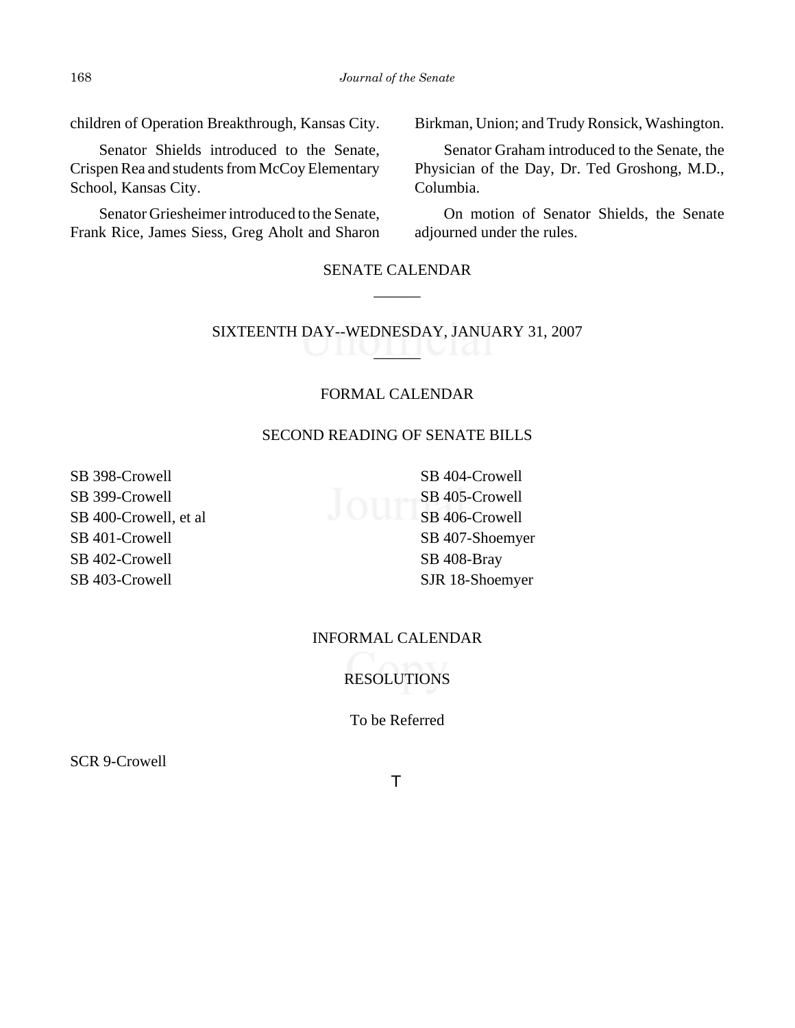children of Operation Breakthrough, Kansas City.

Senator Shields introduced to the Senate, Crispen Rea and students from McCoy Elementary School, Kansas City.

Senator Griesheimer introduced to the Senate, Frank Rice, James Siess, Greg Aholt and Sharon Birkman, Union; and Trudy Ronsick, Washington.

Senator Graham introduced to the Senate, the Physician of the Day, Dr. Ted Groshong, M.D., Columbia.

On motion of Senator Shields, the Senate adjourned under the rules.

## SENATE CALENDAR

______

## SIXTEENTH DAY--WEDNESDAY, JANUARY 31, 2007

______

### FORMAL CALENDAR

### SECOND READING OF SENATE BILLS

SB 398-Crowell
SB 399-Crowell
SB 400-Crowell, et al
SB 401-Crowell
SB 402-Crowell
SB 403-Crowell
SB 404-Crowell
SB 405-Crowell
SB 406-Crowell
SB 407-Shoemyer
SB 408-Bray
SJR 18-Shoemyer

### INFORMAL CALENDAR

### RESOLUTIONS

To be Referred

SCR 9-Crowell

T